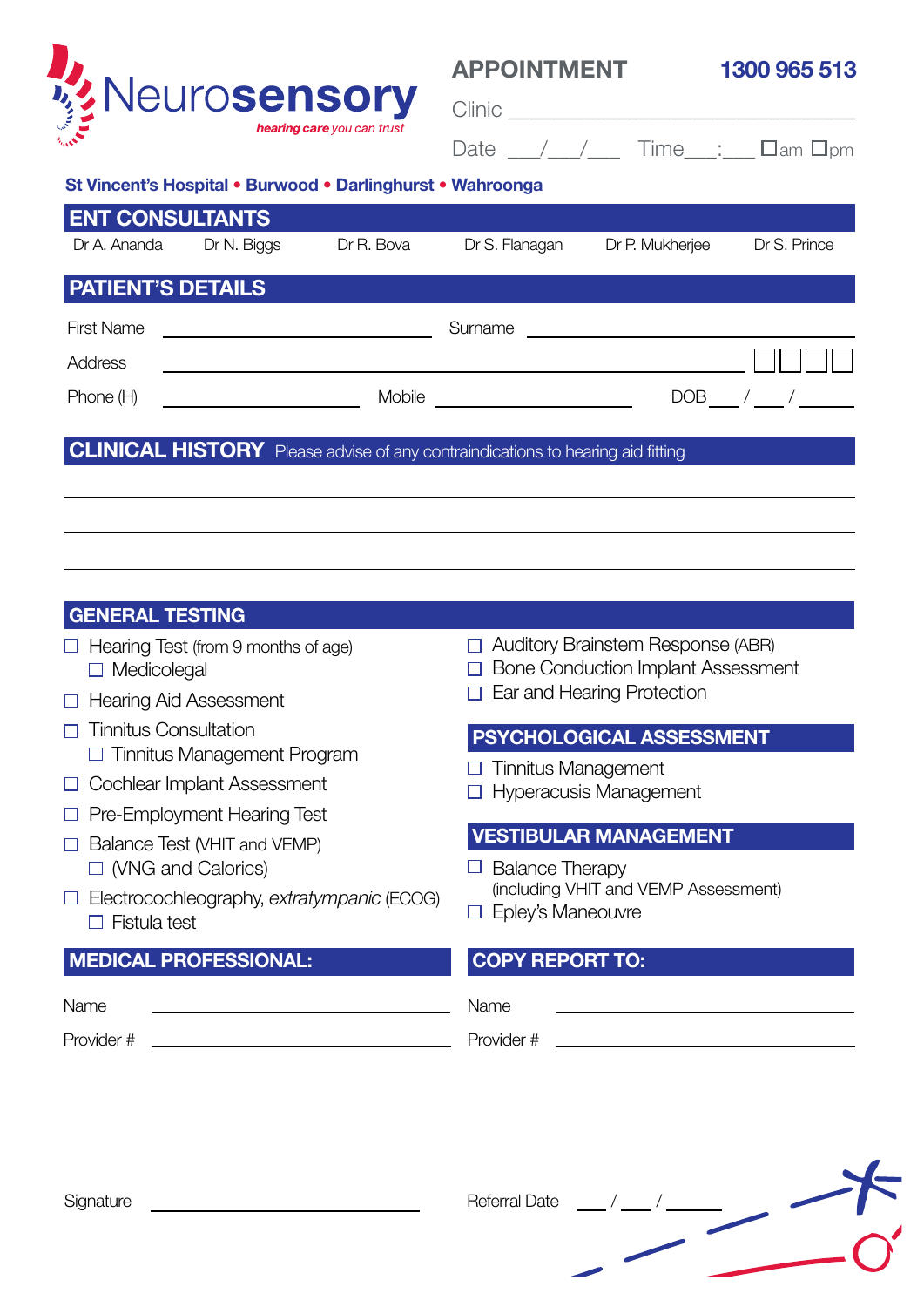# Neurosensory

*hearing care you can trust*

**APPOINTMENT** **1300 965 513**

Clinic ______________________________

Date ___/___/___ Time___:___ ☐am ☐pm

**St Vincent's Hospital • Burwood • Darlinghurst • Wahroonga**

## ENT CONSULTANTS

Dr A. Ananda Dr N. Biggs Dr R. Bova Dr S. Flanagan Dr P. Mukherjee Dr S. Prince

## PATIENT'S DETAILS

First Name ______________________ Surname ______________________

Address ______________________________________________ ☐☐☐☐

Phone (H) ________________ Mobile ________________ DOB ___ / ___ / ___

## CLINICAL HISTORY

Please advise of any contraindications to hearing aid fitting

______________________________________________

______________________________________________

______________________________________________

## GENERAL TESTING

- ☐ Hearing Test (from 9 months of age)
  - ☐ Medicolegal
- ☐ Hearing Aid Assessment
- ☐ Tinnitus Consultation
  - ☐ Tinnitus Management Program
- ☐ Cochlear Implant Assessment
- ☐ Pre-Employment Hearing Test
- ☐ Balance Test (VHIT and VEMP)
  - ☐ (VNG and Calorics)
- ☐ Electrocochleography, *extratympanic* (ECOG)
  - ☐ Fistula test
- ☐ Auditory Brainstem Response (ABR)
- ☐ Bone Conduction Implant Assessment
- ☐ Ear and Hearing Protection

## PSYCHOLOGICAL ASSESSMENT

- ☐ Tinnitus Management
- ☐ Hyperacusis Management

## VESTIBULAR MANAGEMENT

- ☐ Balance Therapy
  (including VHIT and VEMP Assessment)
- ☐ Epley's Maneouvre

## MEDICAL PROFESSIONAL:

Name ______________________

Provider # ______________________

## COPY REPORT TO:

Name ______________________

Provider # ______________________

Signature ______________________ Referral Date ___ / ___ / ___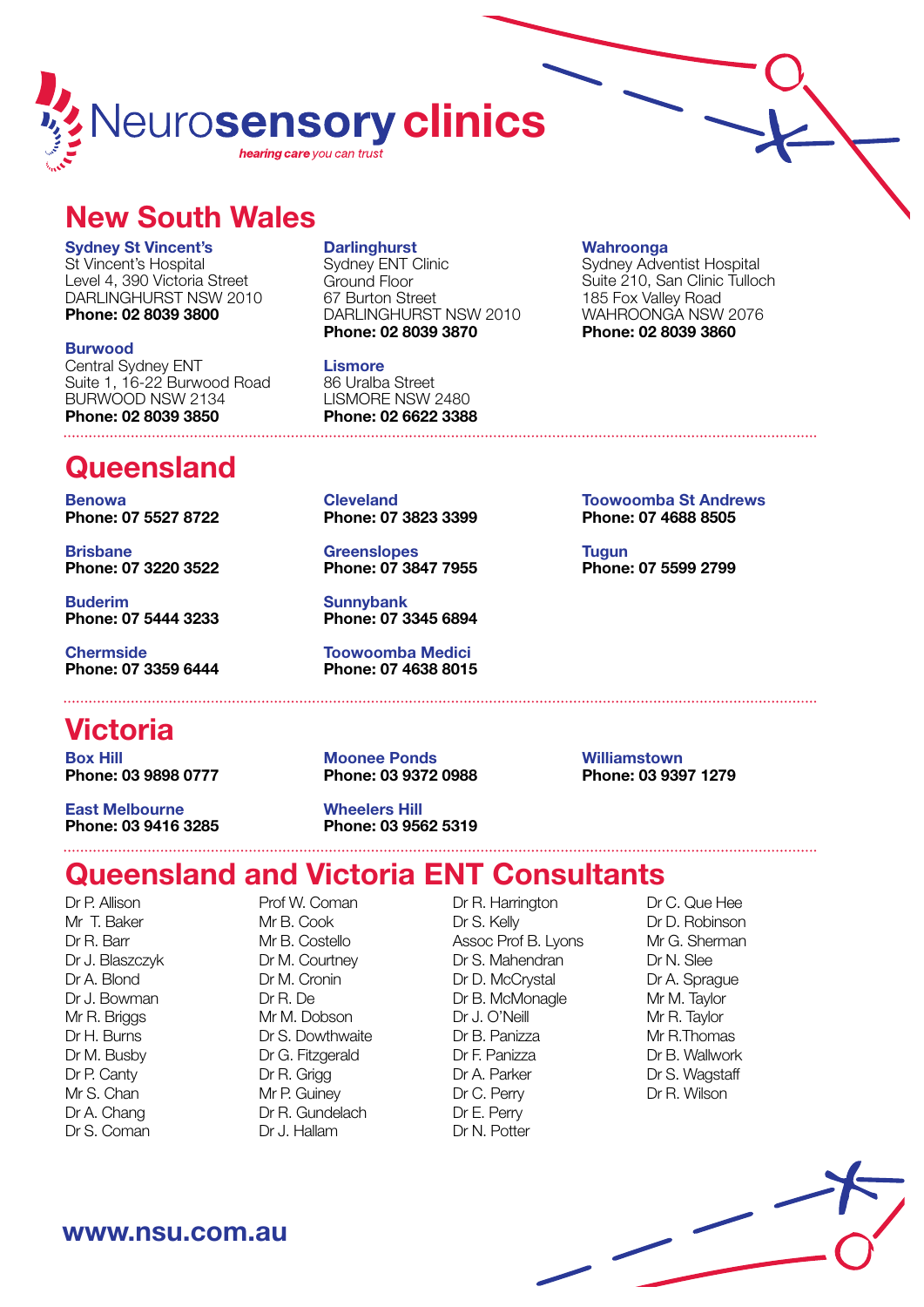# Neurosensory clinics

*hearing care you can trust*

## New South Wales

**Sydney St Vincent's**
St Vincent's Hospital
Level 4, 390 Victoria Street
DARLINGHURST NSW 2010
**Phone: 02 8039 3800**

**Burwood**
Central Sydney ENT
Suite 1, 16-22 Burwood Road
BURWOOD NSW 2134
**Phone: 02 8039 3850**

**Darlinghurst**
Sydney ENT Clinic
Ground Floor
67 Burton Street
DARLINGHURST NSW 2010
**Phone: 02 8039 3870**

**Lismore**
86 Uralba Street
LISMORE NSW 2480
**Phone: 02 6622 3388**

**Wahroonga**
Sydney Adventist Hospital
Suite 210, San Clinic Tulloch
185 Fox Valley Road
WAHROONGA NSW 2076
**Phone: 02 8039 3860**

## Queensland

**Benowa**
**Phone: 07 5527 8722**

**Brisbane**
**Phone: 07 3220 3522**

**Buderim**
**Phone: 07 5444 3233**

**Chermside**
**Phone: 07 3359 6444**

**Cleveland**
**Phone: 07 3823 3399**

**Greenslopes**
**Phone: 07 3847 7955**

**Sunnybank**
**Phone: 07 3345 6894**

**Toowoomba Medici**
**Phone: 07 4638 8015**

**Toowoomba St Andrews**
**Phone: 07 4688 8505**

**Tugun**
**Phone: 07 5599 2799**

## Victoria

**Box Hill**
**Phone: 03 9898 0777**

**East Melbourne**
**Phone: 03 9416 3285**

**Moonee Ponds**
**Phone: 03 9372 0988**

**Wheelers Hill**
**Phone: 03 9562 5319**

**Williamstown**
**Phone: 03 9397 1279**

## Queensland and Victoria ENT Consultants

Dr P. Allison
Mr T. Baker
Dr R. Barr
Dr J. Blaszczyk
Dr A. Blond
Dr J. Bowman
Mr R. Briggs
Dr H. Burns
Dr M. Busby
Dr P. Canty
Mr S. Chan
Dr A. Chang
Dr S. Coman
Prof W. Coman
Mr B. Cook
Mr B. Costello
Dr M. Courtney
Dr M. Cronin
Dr R. De
Mr M. Dobson
Dr S. Dowthwaite
Dr G. Fitzgerald
Dr R. Grigg
Mr P. Guiney
Dr R. Gundelach
Dr J. Hallam
Dr R. Harrington
Dr S. Kelly
Assoc Prof B. Lyons
Dr S. Mahendran
Dr D. McCrystal
Dr B. McMonagle
Dr J. O'Neill
Dr B. Panizza
Dr F. Panizza
Dr A. Parker
Dr C. Perry
Dr E. Perry
Dr N. Potter
Dr C. Que Hee
Dr D. Robinson
Mr G. Sherman
Dr N. Slee
Dr A. Sprague
Mr M. Taylor
Mr R. Taylor
Mr R.Thomas
Dr B. Wallwork
Dr S. Wagstaff
Dr R. Wilson

**www.nsu.com.au**